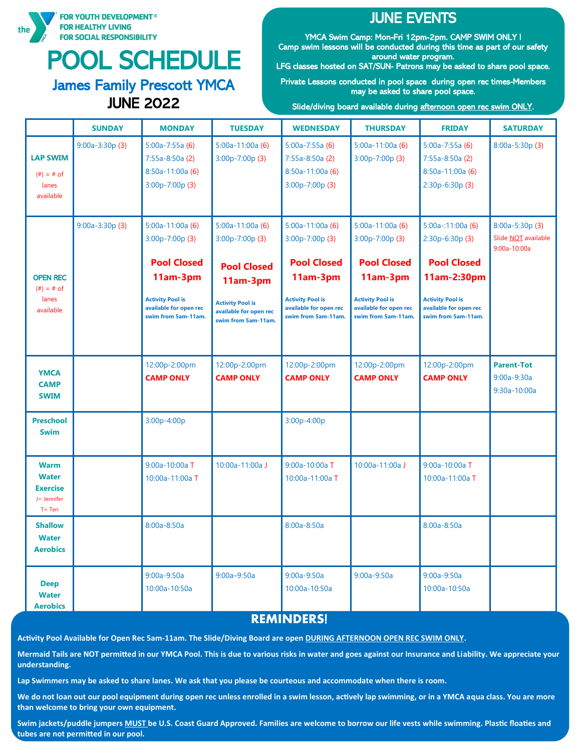the Y — FOR YOUTH DEVELOPMENT® FOR HEALTHY LIVING FOR SOCIAL RESPONSIBILITY

# POOL SCHEDULE

## James Family Prescott YMCA

## JUNE 2022

## JUNE EVENTS

YMCA Swim Camp: Mon-Fri 12pm-2pm. CAMP SWIM ONLY ! Camp swim lessons will be conducted during this time as part of our safety around water program.

LFG classes hosted on SAT/SUN- Patrons may be asked to share pool space.

Private Lessons conducted in pool space during open rec times-Members may be asked to share pool space.

Slide/diving board available during afternoon open rec swim ONLY.

| | SUNDAY | MONDAY | TUESDAY | WEDNESDAY | THURSDAY | FRIDAY | SATURDAY |
|---|---|---|---|---|---|---|---|
| **LAP SWIM** (#) = # of lanes available | 9:00a-3:30p (3) | 5:00a-7:55a (6)<br>7:55a-8:50a (2)<br>8:50a-11:00a (6)<br>3:00p-7:00p (3) | 5:00a-11:00a (6)<br>3:00p-7:00p (3) | 5:00a-7:55a (6)<br>7:55a-8:50a (2)<br>8:50a-11:00a (6)<br>3:00p-7:00p (3) | 5:00a-11:00a (6)<br>3:00p-7:00p (3) | 5:00a-7:55a (6)<br>7:55a-8:50a (2)<br>8:50a-11:00a (6)<br>2:30p-6:30p (3) | 8:00a-5:30p (3) |
| **OPEN REC** (#) = # of lanes available | 9:00a-3:30p (3) | 5:00a-11:00a (6)<br>3:00p-7:00p (3)<br>**Pool Closed 11am-3pm**<br>Activity Pool is available for open rec swim from 5am-11am. | 5:00a-11:00a (6)<br>3:00p-7:00p (3)<br>**Pool Closed 11am-3pm**<br>Activity Pool is available for open rec swim from 5am-11am. | 5:00a-11:00a (6)<br>3:00p-7:00p (3)<br>**Pool Closed 11am-3pm**<br>Activity Pool is available for open rec swim from 5am-11am. | 5:00a-11:00a (6)<br>3:00p-7:00p (3)<br>**Pool Closed 11am-3pm**<br>Activity Pool is available for open rec swim from 5am-11am. | 5:00a-:11:00a (6)<br>2:30p-6:30p (3)<br>**Pool Closed 11am-2:30pm**<br>Activity Pool is available for open rec swim from 5am-11am. | 8:00a-5:30p (3)<br>Slide NOT available 9:00a-10:00a |
| **YMCA CAMP SWIM** | | 12:00p-2:00pm<br>**CAMP ONLY** | 12:00p-2:00pm<br>**CAMP ONLY** | 12:00p-2:00pm<br>**CAMP ONLY** | 12:00p-2:00pm<br>**CAMP ONLY** | 12:00p-2:00pm<br>**CAMP ONLY** | **Parent-Tot**<br>9:00a-9:30a<br>9:30a-10:00a |
| **Preschool Swim** | | 3:00p-4:00p | | 3:00p-4:00p | | | |
| **Warm Water Exercise** J= Jennifer T= Teri | | 9:00a-10:00a T<br>10:00a-11:00a T | 10:00a-11:00a J | 9:00a-10:00a T<br>10:00a-11:00a T | 10:00a-11:00a J | 9:00a-10:00a T<br>10:00a-11:00a T | |
| **Shallow Water Aerobics** | | 8:00a-8:50a | | 8:00a-8:50a | | 8:00a-8:50a | |
| **Deep Water Aerobics** | | 9:00a-9:50a<br>10:00a-10:50a | 9:00a–9:50a | 9:00a-9:50a<br>10:00a-10:50a | 9:00a-9:50a | 9:00a-9:50a<br>10:00a-10:50a | |

## REMINDERS!

**Activity Pool Available for Open Rec 5am-11am. The Slide/Diving Board are open DURING AFTERNOON OPEN REC SWIM ONLY.**

**Mermaid Tails are NOT permitted in our YMCA Pool. This is due to various risks in water and goes against our Insurance and Liability. We appreciate your understanding.**

**Lap Swimmers may be asked to share lanes. We ask that you please be courteous and accommodate when there is room.**

**We do not loan out our pool equipment during open rec unless enrolled in a swim lesson, actively lap swimming, or in a YMCA aqua class. You are more than welcome to bring your own equipment.**

**Swim jackets/puddle jumpers MUST be U.S. Coast Guard Approved. Families are welcome to borrow our life vests while swimming. Plastic floaties and tubes are not permitted in our pool.**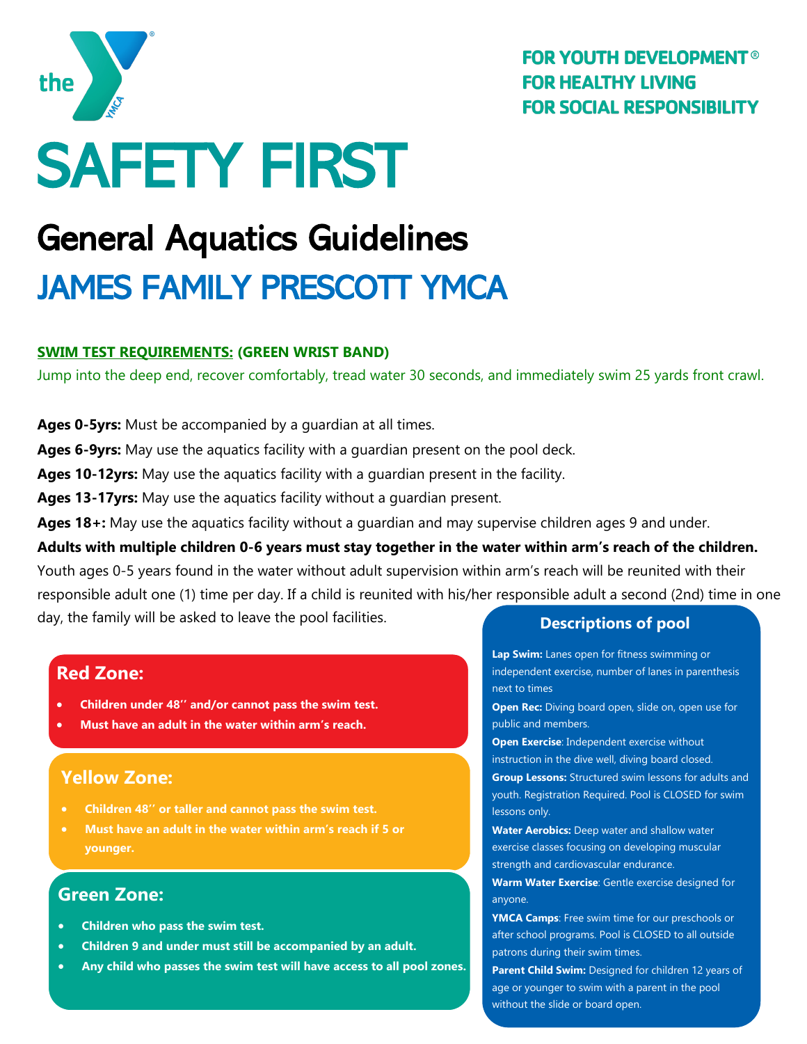FOR YOUTH DEVELOPMENT®
FOR HEALTHY LIVING
FOR SOCIAL RESPONSIBILITY

# SAFETY FIRST

## General Aquatics Guidelines

## JAMES FAMILY PRESCOTT YMCA

**SWIM TEST REQUIREMENTS: (GREEN WRIST BAND)**

Jump into the deep end, recover comfortably, tread water 30 seconds, and immediately swim 25 yards front crawl.

**Ages 0-5yrs:** Must be accompanied by a guardian at all times.

**Ages 6-9yrs:** May use the aquatics facility with a guardian present on the pool deck.

**Ages 10-12yrs:** May use the aquatics facility with a guardian present in the facility.

**Ages 13-17yrs:** May use the aquatics facility without a guardian present.

**Ages 18+:** May use the aquatics facility without a guardian and may supervise children ages 9 and under.

**Adults with multiple children 0-6 years must stay together in the water within arm's reach of the children.**

Youth ages 0-5 years found in the water without adult supervision within arm's reach will be reunited with their responsible adult one (1) time per day. If a child is reunited with his/her responsible adult a second (2nd) time in one day, the family will be asked to leave the pool facilities.

### Red Zone:

- **Children under 48'' and/or cannot pass the swim test.**
- **Must have an adult in the water within arm's reach.**

### Yellow Zone:

- **Children 48'' or taller and cannot pass the swim test.**
- **Must have an adult in the water within arm's reach if 5 or younger.**

### Green Zone:

- **Children who pass the swim test.**
- **Children 9 and under must still be accompanied by an adult.**
- **Any child who passes the swim test will have access to all pool zones.**

### Descriptions of pool

**Lap Swim:** Lanes open for fitness swimming or independent exercise, number of lanes in parenthesis next to times

**Open Rec:** Diving board open, slide on, open use for public and members.

**Open Exercise**: Independent exercise without instruction in the dive well, diving board closed.

**Group Lessons:** Structured swim lessons for adults and youth. Registration Required. Pool is CLOSED for swim lessons only.

**Water Aerobics:** Deep water and shallow water exercise classes focusing on developing muscular strength and cardiovascular endurance.

**Warm Water Exercise**: Gentle exercise designed for anyone.

**YMCA Camps**: Free swim time for our preschools or after school programs. Pool is CLOSED to all outside patrons during their swim times.

**Parent Child Swim:** Designed for children 12 years of age or younger to swim with a parent in the pool without the slide or board open.